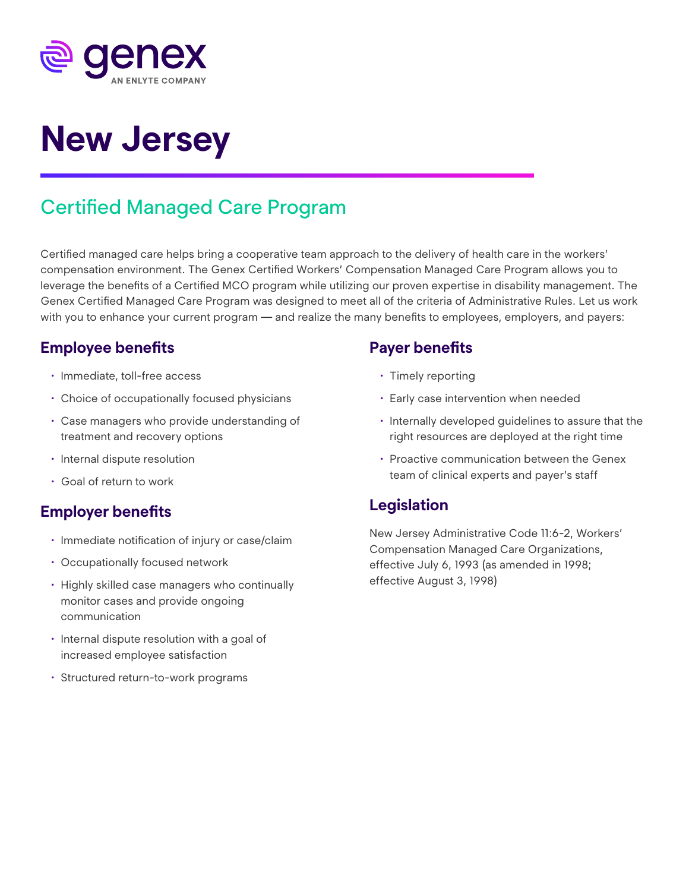genex

AN ENLYTE COMPANY

# New Jersey

## Certified Managed Care Program

Certified managed care helps bring a cooperative team approach to the delivery of health care in the workers' compensation environment. The Genex Certified Workers' Compensation Managed Care Program allows you to leverage the benefits of a Certified MCO program while utilizing our proven expertise in disability management. The Genex Certified Managed Care Program was designed to meet all of the criteria of Administrative Rules. Let us work with you to enhance your current program — and realize the many benefits to employees, employers, and payers:

### Employee benefits

- Immediate, toll-free access
- Choice of occupationally focused physicians
- Case managers who provide understanding of treatment and recovery options
- Internal dispute resolution
- Goal of return to work

### Employer benefits

- Immediate notification of injury or case/claim
- Occupationally focused network
- Highly skilled case managers who continually monitor cases and provide ongoing communication
- Internal dispute resolution with a goal of increased employee satisfaction
- Structured return-to-work programs

### Payer benefits

- Timely reporting
- Early case intervention when needed
- Internally developed guidelines to assure that the right resources are deployed at the right time
- Proactive communication between the Genex team of clinical experts and payer's staff

### Legislation

New Jersey Administrative Code 11:6-2, Workers' Compensation Managed Care Organizations, effective July 6, 1993 (as amended in 1998; effective August 3, 1998)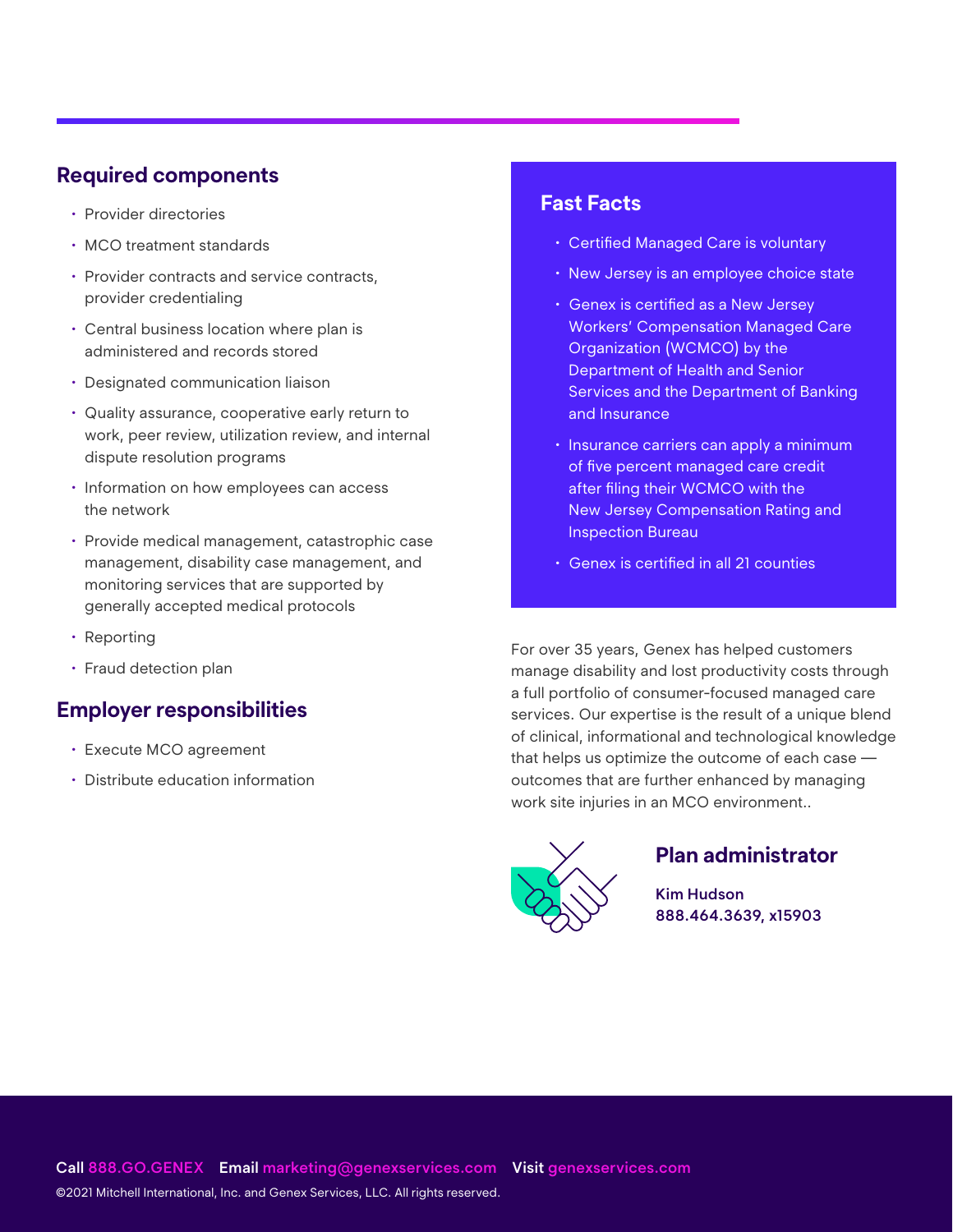## Required components

- Provider directories
- MCO treatment standards
- Provider contracts and service contracts, provider credentialing
- Central business location where plan is administered and records stored
- Designated communication liaison
- Quality assurance, cooperative early return to work, peer review, utilization review, and internal dispute resolution programs
- Information on how employees can access the network
- Provide medical management, catastrophic case management, disability case management, and monitoring services that are supported by generally accepted medical protocols
- Reporting
- Fraud detection plan

## Employer responsibilities

- Execute MCO agreement
- Distribute education information

## Fast Facts

- Certified Managed Care is voluntary
- New Jersey is an employee choice state
- Genex is certified as a New Jersey Workers' Compensation Managed Care Organization (WCMCO) by the Department of Health and Senior Services and the Department of Banking and Insurance
- Insurance carriers can apply a minimum of five percent managed care credit after filing their WCMCO with the New Jersey Compensation Rating and Inspection Bureau
- Genex is certified in all 21 counties

For over 35 years, Genex has helped customers manage disability and lost productivity costs through a full portfolio of consumer-focused managed care services. Our expertise is the result of a unique blend of clinical, informational and technological knowledge that helps us optimize the outcome of each case — outcomes that are further enhanced by managing work site injuries in an MCO environment..

## Plan administrator

**Kim Hudson**
**888.464.3639, x15903**

**Call** 888.GO.GENEX **Email** marketing@genexservices.com **Visit** genexservices.com

©2021 Mitchell International, Inc. and Genex Services, LLC. All rights reserved.